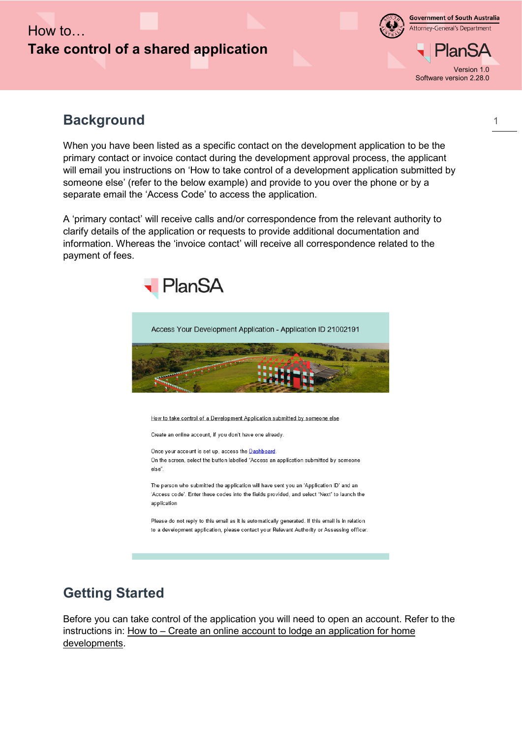How to…

# Take control of a shared application

Government of South Australia
Attorney-General's Department

PlanSA

Version 1.0
Software version 2.28.0

## Background

When you have been listed as a specific contact on the development application to be the primary contact or invoice contact during the development approval process, the applicant will email you instructions on 'How to take control of a development application submitted by someone else' (refer to the below example) and provide to you over the phone or by a separate email the 'Access Code' to access the application.

A 'primary contact' will receive calls and/or correspondence from the relevant authority to clarify details of the application or requests to provide additional documentation and information. Whereas the 'invoice contact' will receive all correspondence related to the payment of fees.

PlanSA

Access Your Development Application - Application ID 21002191

How to take control of a Development Application submitted by someone else

Create an online account, if you don't have one already.

Once your account is set up, access the Dashboard.
On the screen, select the button labelled "Access an application submitted by someone else".

The person who submitted the application will have sent you an 'Application ID' and an 'Access code'. Enter these codes into the fields provided, and select "Next" to launch the application

Please do not reply to this email as it is automatically generated. If this email is in relation to a development application, please contact your Relevant Authority or Assessing officer.

## Getting Started

Before you can take control of the application you will need to open an account. Refer to the instructions in: How to – Create an online account to lodge an application for home developments.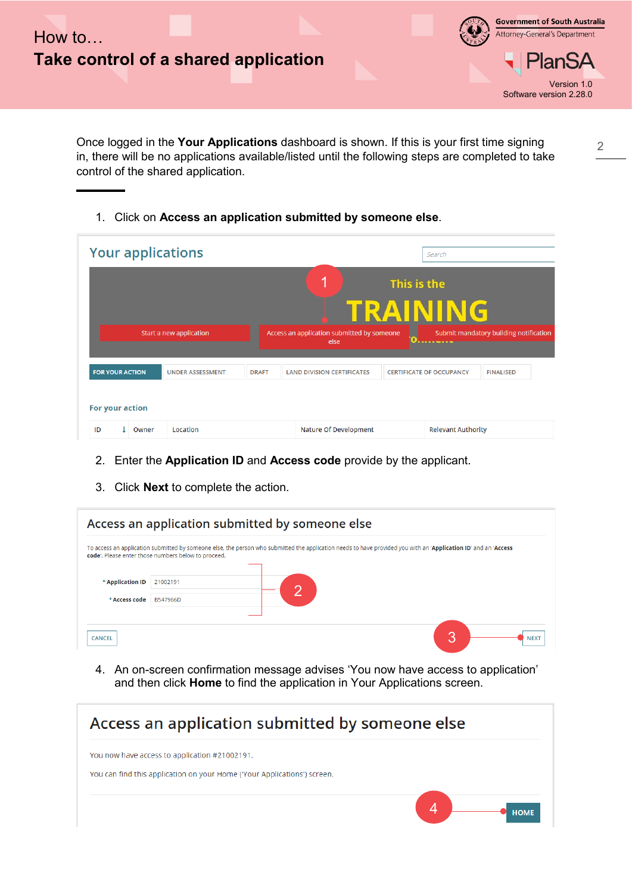Once logged in the **Your Applications** dashboard is shown. If this is your first time signing in, there will be no applications available/listed until the following steps are completed to take control of the shared application.

1. Click on **Access an application submitted by someone else**.

2. Enter the **Application ID** and **Access code** provide by the applicant.

3. Click **Next** to complete the action.

4. An on-screen confirmation message advises 'You now have access to application' and then click **Home** to find the application in Your Applications screen.